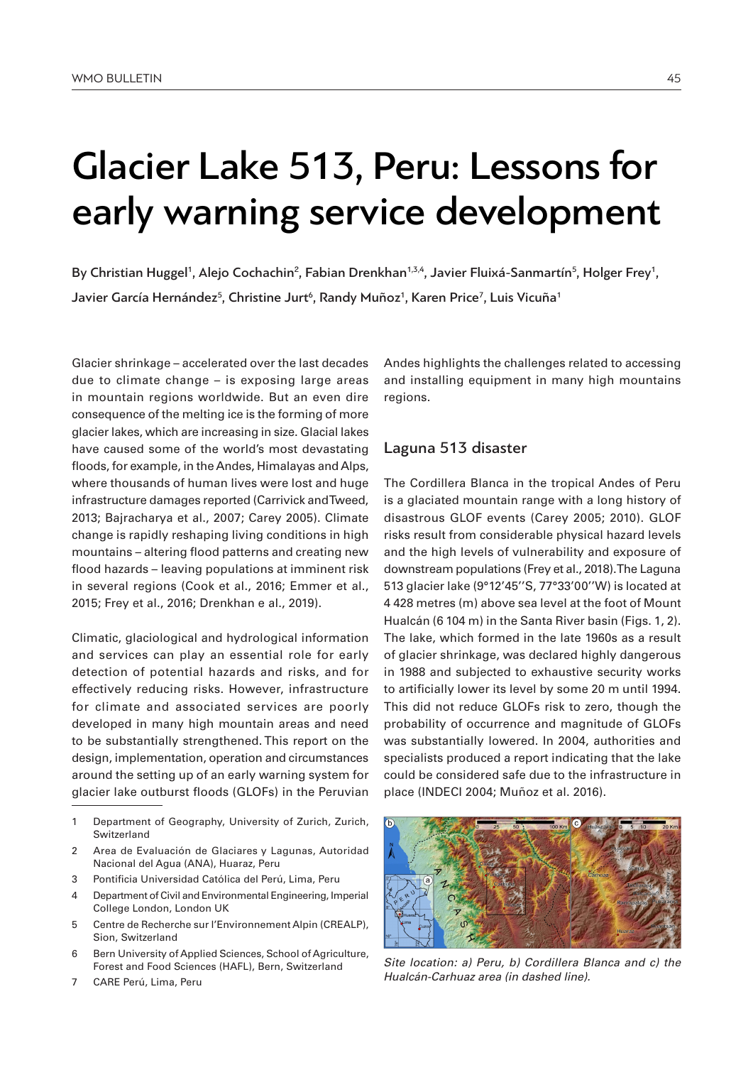# Glacier Lake 513, Peru: Lessons for early warning service development

By Christian Huggel[1], Alejo Cochachin[2], Fabian Drenkhan[1,3,4], Javier Fluixá-Sanmartín[5], Holger Frey[1], Javier García Hernández[5], Christine Jurt[6], Randy Muñoz[1], Karen Price[7], Luis Vicuña[1]

Glacier shrinkage – accelerated over the last decades due to climate change – is exposing large areas in mountain regions worldwide. But an even dire consequence of the melting ice is the forming of more glacier lakes, which are increasing in size. Glacial lakes have caused some of the world's most devastating floods, for example, in the Andes, Himalayas and Alps, where thousands of human lives were lost and huge infrastructure damages reported (Carrivick and Tweed, 2013; Bajracharya et al., 2007; Carey 2005). Climate change is rapidly reshaping living conditions in high mountains – altering flood patterns and creating new flood hazards – leaving populations at imminent risk in several regions (Cook et al., 2016; Emmer et al., 2015; Frey et al., 2016; Drenkhan e al., 2019).

Climatic, glaciological and hydrological information and services can play an essential role for early detection of potential hazards and risks, and for effectively reducing risks. However, infrastructure for climate and associated services are poorly developed in many high mountain areas and need to be substantially strengthened. This report on the design, implementation, operation and circumstances around the setting up of an early warning system for glacier lake outburst floods (GLOFs) in the Peruvian Andes highlights the challenges related to accessing and installing equipment in many high mountains regions.

## Laguna 513 disaster

The Cordillera Blanca in the tropical Andes of Peru is a glaciated mountain range with a long history of disastrous GLOF events (Carey 2005; 2010). GLOF risks result from considerable physical hazard levels and the high levels of vulnerability and exposure of downstream populations (Frey et al., 2018). The Laguna 513 glacier lake (9°12′45′′S, 77°33′00′′W) is located at 4 428 metres (m) above sea level at the foot of Mount Hualcán (6 104 m) in the Santa River basin (Figs. 1, 2). The lake, which formed in the late 1960s as a result of glacier shrinkage, was declared highly dangerous in 1988 and subjected to exhaustive security works to artificially lower its level by some 20 m until 1994. This did not reduce GLOFs risk to zero, though the probability of occurrence and magnitude of GLOFs was substantially lowered. In 2004, authorities and specialists produced a report indicating that the lake could be considered safe due to the infrastructure in place (INDECI 2004; Muñoz et al. 2016).

*Site location: a) Peru, b) Cordillera Blanca and c) the Hualcán-Carhuaz area (in dashed line).*

1 Department of Geography, University of Zurich, Zurich, Switzerland

2 Area de Evaluación de Glaciares y Lagunas, Autoridad Nacional del Agua (ANA), Huaraz, Peru

3 Pontificia Universidad Católica del Perú, Lima, Peru

4 Department of Civil and Environmental Engineering, Imperial College London, London UK

5 Centre de Recherche sur l'Environnement Alpin (CREALP), Sion, Switzerland

6 Bern University of Applied Sciences, School of Agriculture, Forest and Food Sciences (HAFL), Bern, Switzerland

7 CARE Perú, Lima, Peru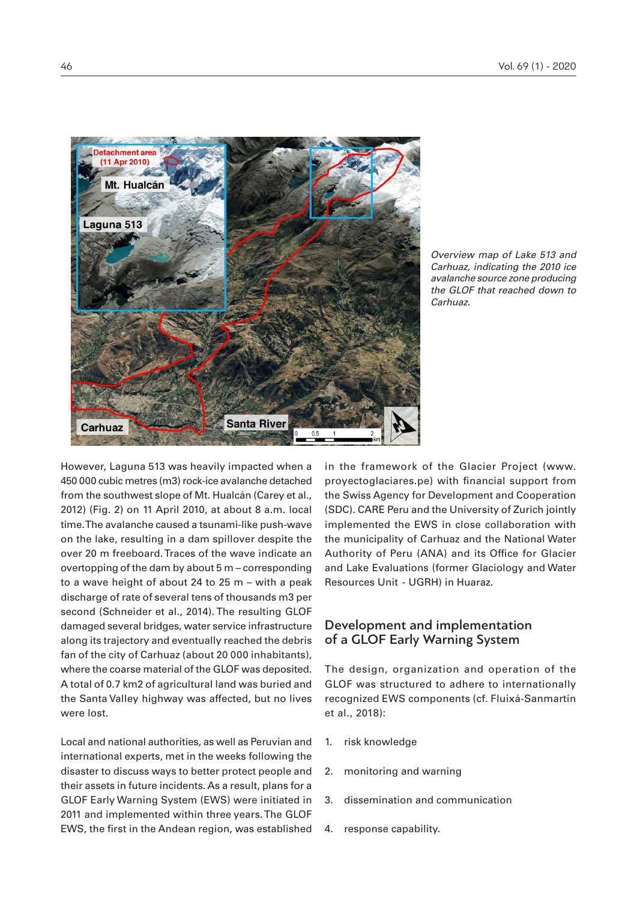*Overview map of Lake 513 and Carhuaz, indicating the 2010 ice avalanche source zone producing the GLOF that reached down to Carhuaz.*

However, Laguna 513 was heavily impacted when a 450 000 cubic metres (m3) rock-ice avalanche detached from the southwest slope of Mt. Hualcán (Carey et al., 2012) (Fig. 2) on 11 April 2010, at about 8 a.m. local time. The avalanche caused a tsunami-like push-wave on the lake, resulting in a dam spillover despite the over 20 m freeboard. Traces of the wave indicate an overtopping of the dam by about 5 m – corresponding to a wave height of about 24 to 25 m – with a peak discharge of rate of several tens of thousands m3 per second (Schneider et al., 2014). The resulting GLOF damaged several bridges, water service infrastructure along its trajectory and eventually reached the debris fan of the city of Carhuaz (about 20 000 inhabitants), where the coarse material of the GLOF was deposited. A total of 0.7 km2 of agricultural land was buried and the Santa Valley highway was affected, but no lives were lost.

Local and national authorities, as well as Peruvian and international experts, met in the weeks following the disaster to discuss ways to better protect people and their assets in future incidents. As a result, plans for a GLOF Early Warning System (EWS) were initiated in 2011 and implemented within three years. The GLOF EWS, the first in the Andean region, was established in the framework of the Glacier Project (www.proyectoglaciares.pe) with financial support from the Swiss Agency for Development and Cooperation (SDC). CARE Peru and the University of Zurich jointly implemented the EWS in close collaboration with the municipality of Carhuaz and the National Water Authority of Peru (ANA) and its Office for Glacier and Lake Evaluations (former Glaciology and Water Resources Unit - UGRH) in Huaraz.

## Development and implementation of a GLOF Early Warning System

The design, organization and operation of the GLOF was structured to adhere to internationally recognized EWS components (cf. Fluixá-Sanmartín et al., 2018):

1. risk knowledge
2. monitoring and warning
3. dissemination and communication
4. response capability.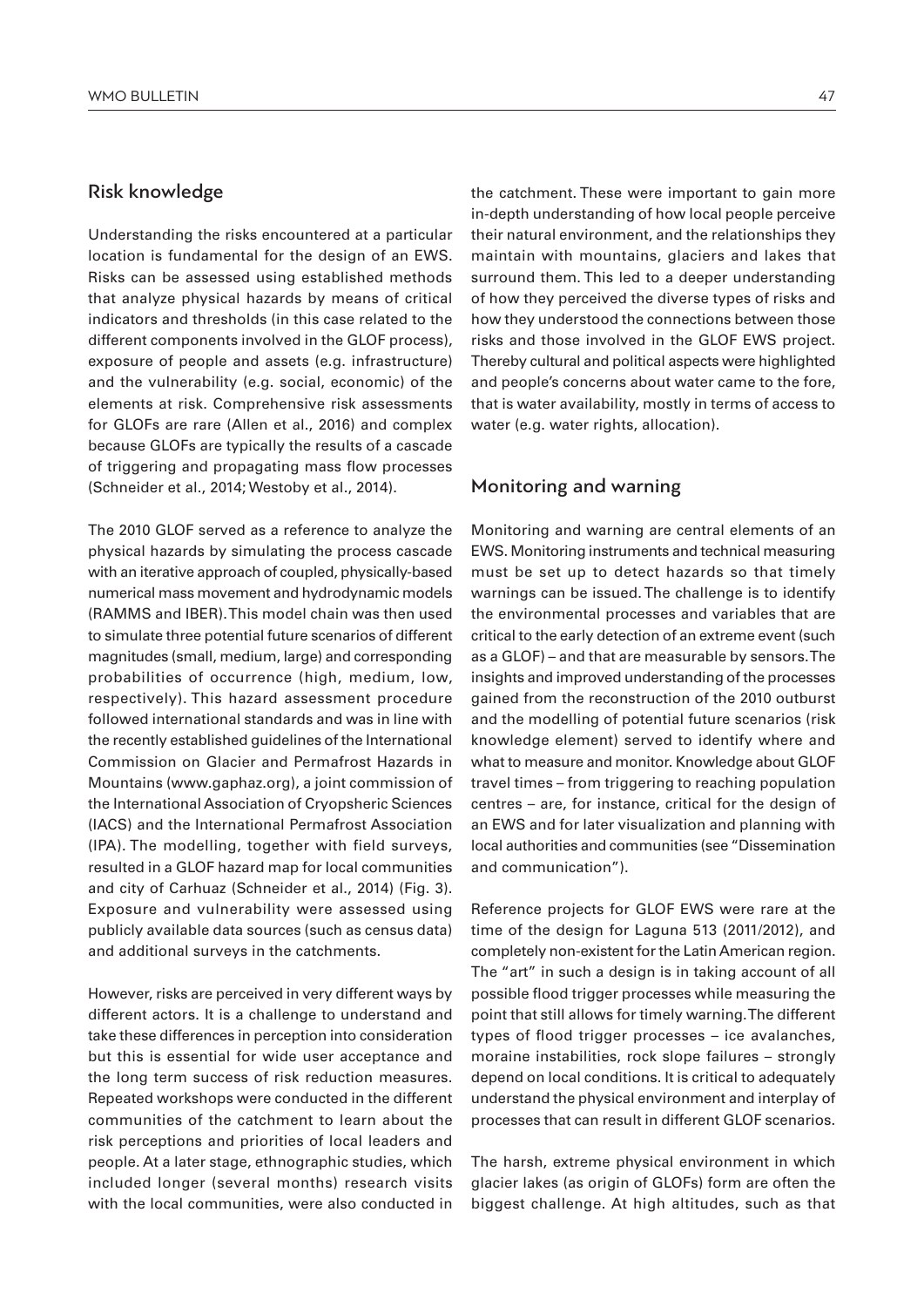## Risk knowledge

Understanding the risks encountered at a particular location is fundamental for the design of an EWS. Risks can be assessed using established methods that analyze physical hazards by means of critical indicators and thresholds (in this case related to the different components involved in the GLOF process), exposure of people and assets (e.g. infrastructure) and the vulnerability (e.g. social, economic) of the elements at risk. Comprehensive risk assessments for GLOFs are rare (Allen et al., 2016) and complex because GLOFs are typically the results of a cascade of triggering and propagating mass flow processes (Schneider et al., 2014; Westoby et al., 2014).

The 2010 GLOF served as a reference to analyze the physical hazards by simulating the process cascade with an iterative approach of coupled, physically-based numerical mass movement and hydrodynamic models (RAMMS and IBER). This model chain was then used to simulate three potential future scenarios of different magnitudes (small, medium, large) and corresponding probabilities of occurrence (high, medium, low, respectively). This hazard assessment procedure followed international standards and was in line with the recently established guidelines of the International Commission on Glacier and Permafrost Hazards in Mountains (www.gaphaz.org), a joint commission of the International Association of Cryopsheric Sciences (IACS) and the International Permafrost Association (IPA). The modelling, together with field surveys, resulted in a GLOF hazard map for local communities and city of Carhuaz (Schneider et al., 2014) (Fig. 3). Exposure and vulnerability were assessed using publicly available data sources (such as census data) and additional surveys in the catchments.

However, risks are perceived in very different ways by different actors. It is a challenge to understand and take these differences in perception into consideration but this is essential for wide user acceptance and the long term success of risk reduction measures. Repeated workshops were conducted in the different communities of the catchment to learn about the risk perceptions and priorities of local leaders and people. At a later stage, ethnographic studies, which included longer (several months) research visits with the local communities, were also conducted in the catchment. These were important to gain more in-depth understanding of how local people perceive their natural environment, and the relationships they maintain with mountains, glaciers and lakes that surround them. This led to a deeper understanding of how they perceived the diverse types of risks and how they understood the connections between those risks and those involved in the GLOF EWS project. Thereby cultural and political aspects were highlighted and people's concerns about water came to the fore, that is water availability, mostly in terms of access to water (e.g. water rights, allocation).

## Monitoring and warning

Monitoring and warning are central elements of an EWS. Monitoring instruments and technical measuring must be set up to detect hazards so that timely warnings can be issued. The challenge is to identify the environmental processes and variables that are critical to the early detection of an extreme event (such as a GLOF) – and that are measurable by sensors. The insights and improved understanding of the processes gained from the reconstruction of the 2010 outburst and the modelling of potential future scenarios (risk knowledge element) served to identify where and what to measure and monitor. Knowledge about GLOF travel times – from triggering to reaching population centres – are, for instance, critical for the design of an EWS and for later visualization and planning with local authorities and communities (see "Dissemination and communication").

Reference projects for GLOF EWS were rare at the time of the design for Laguna 513 (2011/2012), and completely non-existent for the Latin American region. The "art" in such a design is in taking account of all possible flood trigger processes while measuring the point that still allows for timely warning. The different types of flood trigger processes – ice avalanches, moraine instabilities, rock slope failures – strongly depend on local conditions. It is critical to adequately understand the physical environment and interplay of processes that can result in different GLOF scenarios.

The harsh, extreme physical environment in which glacier lakes (as origin of GLOFs) form are often the biggest challenge. At high altitudes, such as that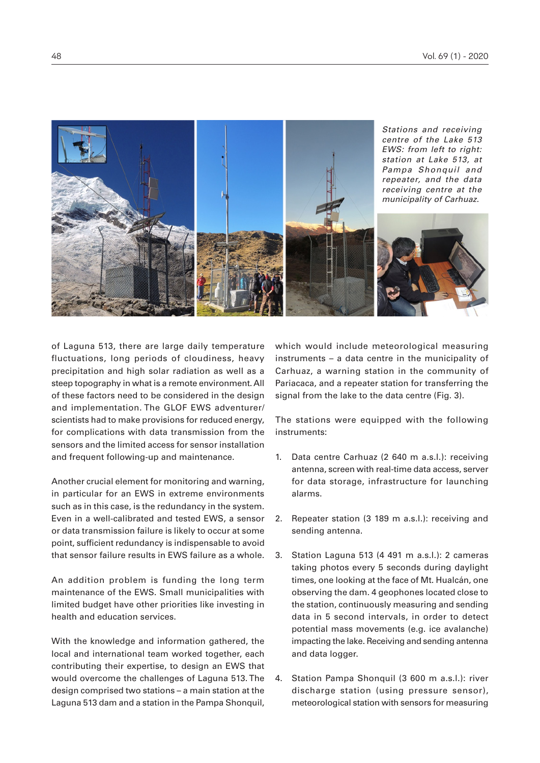*Stations and receiving centre of the Lake 513 EWS: from left to right: station at Lake 513, at Pampa Shonquil and repeater, and the data receiving centre at the municipality of Carhuaz.*

of Laguna 513, there are large daily temperature fluctuations, long periods of cloudiness, heavy precipitation and high solar radiation as well as a steep topography in what is a remote environment. All of these factors need to be considered in the design and implementation. The GLOF EWS adventurer/scientists had to make provisions for reduced energy, for complications with data transmission from the sensors and the limited access for sensor installation and frequent following-up and maintenance.

Another crucial element for monitoring and warning, in particular for an EWS in extreme environments such as in this case, is the redundancy in the system. Even in a well-calibrated and tested EWS, a sensor or data transmission failure is likely to occur at some point, sufficient redundancy is indispensable to avoid that sensor failure results in EWS failure as a whole.

An addition problem is funding the long term maintenance of the EWS. Small municipalities with limited budget have other priorities like investing in health and education services.

With the knowledge and information gathered, the local and international team worked together, each contributing their expertise, to design an EWS that would overcome the challenges of Laguna 513. The design comprised two stations – a main station at the Laguna 513 dam and a station in the Pampa Shonquil, which would include meteorological measuring instruments – a data centre in the municipality of Carhuaz, a warning station in the community of Pariacaca, and a repeater station for transferring the signal from the lake to the data centre (Fig. 3).

The stations were equipped with the following instruments:

1. Data centre Carhuaz (2 640 m a.s.l.): receiving antenna, screen with real-time data access, server for data storage, infrastructure for launching alarms.

2. Repeater station (3 189 m a.s.l.): receiving and sending antenna.

3. Station Laguna 513 (4 491 m a.s.l.): 2 cameras taking photos every 5 seconds during daylight times, one looking at the face of Mt. Hualcán, one observing the dam. 4 geophones located close to the station, continuously measuring and sending data in 5 second intervals, in order to detect potential mass movements (e.g. ice avalanche) impacting the lake. Receiving and sending antenna and data logger.

4. Station Pampa Shonquil (3 600 m a.s.l.): river discharge station (using pressure sensor), meteorological station with sensors for measuring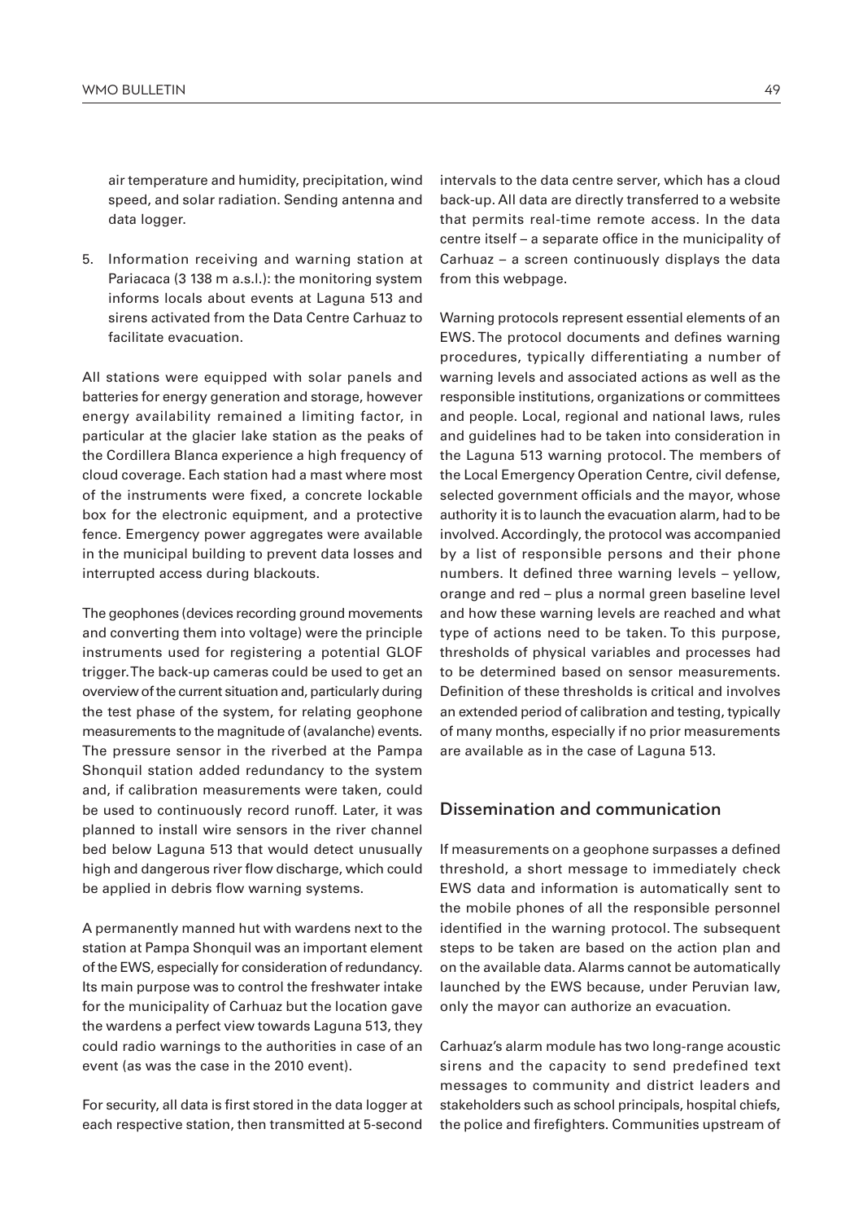air temperature and humidity, precipitation, wind speed, and solar radiation. Sending antenna and data logger.

5. Information receiving and warning station at Pariacaca (3 138 m a.s.l.): the monitoring system informs locals about events at Laguna 513 and sirens activated from the Data Centre Carhuaz to facilitate evacuation.

All stations were equipped with solar panels and batteries for energy generation and storage, however energy availability remained a limiting factor, in particular at the glacier lake station as the peaks of the Cordillera Blanca experience a high frequency of cloud coverage. Each station had a mast where most of the instruments were fixed, a concrete lockable box for the electronic equipment, and a protective fence. Emergency power aggregates were available in the municipal building to prevent data losses and interrupted access during blackouts.

The geophones (devices recording ground movements and converting them into voltage) were the principle instruments used for registering a potential GLOF trigger. The back-up cameras could be used to get an overview of the current situation and, particularly during the test phase of the system, for relating geophone measurements to the magnitude of (avalanche) events. The pressure sensor in the riverbed at the Pampa Shonquil station added redundancy to the system and, if calibration measurements were taken, could be used to continuously record runoff. Later, it was planned to install wire sensors in the river channel bed below Laguna 513 that would detect unusually high and dangerous river flow discharge, which could be applied in debris flow warning systems.

A permanently manned hut with wardens next to the station at Pampa Shonquil was an important element of the EWS, especially for consideration of redundancy. Its main purpose was to control the freshwater intake for the municipality of Carhuaz but the location gave the wardens a perfect view towards Laguna 513, they could radio warnings to the authorities in case of an event (as was the case in the 2010 event).

For security, all data is first stored in the data logger at each respective station, then transmitted at 5-second intervals to the data centre server, which has a cloud back-up. All data are directly transferred to a website that permits real-time remote access. In the data centre itself – a separate office in the municipality of Carhuaz – a screen continuously displays the data from this webpage.

Warning protocols represent essential elements of an EWS. The protocol documents and defines warning procedures, typically differentiating a number of warning levels and associated actions as well as the responsible institutions, organizations or committees and people. Local, regional and national laws, rules and guidelines had to be taken into consideration in the Laguna 513 warning protocol. The members of the Local Emergency Operation Centre, civil defense, selected government officials and the mayor, whose authority it is to launch the evacuation alarm, had to be involved. Accordingly, the protocol was accompanied by a list of responsible persons and their phone numbers. It defined three warning levels – yellow, orange and red – plus a normal green baseline level and how these warning levels are reached and what type of actions need to be taken. To this purpose, thresholds of physical variables and processes had to be determined based on sensor measurements. Definition of these thresholds is critical and involves an extended period of calibration and testing, typically of many months, especially if no prior measurements are available as in the case of Laguna 513.

## Dissemination and communication

If measurements on a geophone surpasses a defined threshold, a short message to immediately check EWS data and information is automatically sent to the mobile phones of all the responsible personnel identified in the warning protocol. The subsequent steps to be taken are based on the action plan and on the available data. Alarms cannot be automatically launched by the EWS because, under Peruvian law, only the mayor can authorize an evacuation.

Carhuaz's alarm module has two long-range acoustic sirens and the capacity to send predefined text messages to community and district leaders and stakeholders such as school principals, hospital chiefs, the police and firefighters. Communities upstream of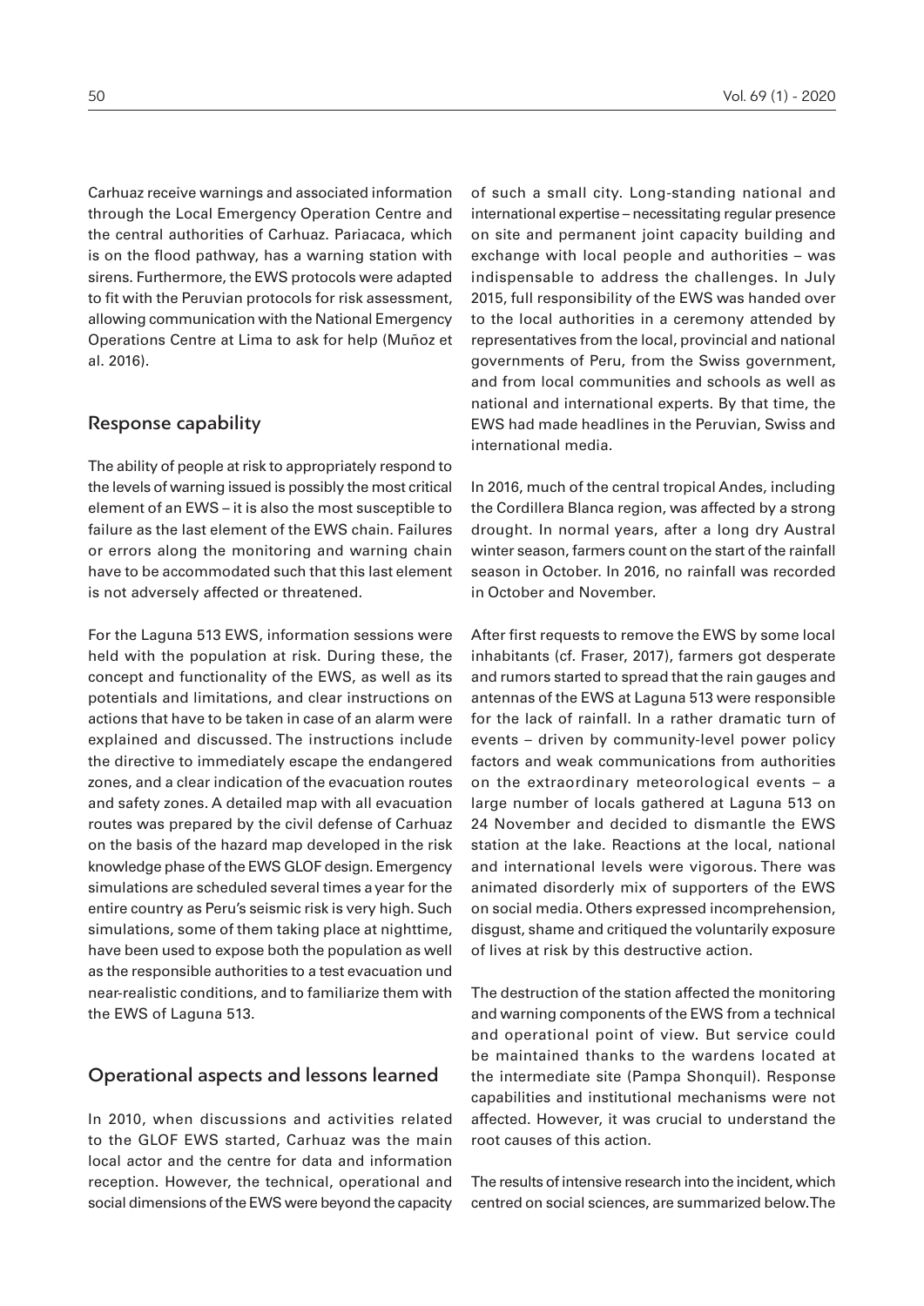Carhuaz receive warnings and associated information through the Local Emergency Operation Centre and the central authorities of Carhuaz. Pariacaca, which is on the flood pathway, has a warning station with sirens. Furthermore, the EWS protocols were adapted to fit with the Peruvian protocols for risk assessment, allowing communication with the National Emergency Operations Centre at Lima to ask for help (Muñoz et al. 2016).

## Response capability

The ability of people at risk to appropriately respond to the levels of warning issued is possibly the most critical element of an EWS – it is also the most susceptible to failure as the last element of the EWS chain. Failures or errors along the monitoring and warning chain have to be accommodated such that this last element is not adversely affected or threatened.

For the Laguna 513 EWS, information sessions were held with the population at risk. During these, the concept and functionality of the EWS, as well as its potentials and limitations, and clear instructions on actions that have to be taken in case of an alarm were explained and discussed. The instructions include the directive to immediately escape the endangered zones, and a clear indication of the evacuation routes and safety zones. A detailed map with all evacuation routes was prepared by the civil defense of Carhuaz on the basis of the hazard map developed in the risk knowledge phase of the EWS GLOF design. Emergency simulations are scheduled several times a year for the entire country as Peru's seismic risk is very high. Such simulations, some of them taking place at nighttime, have been used to expose both the population as well as the responsible authorities to a test evacuation und near-realistic conditions, and to familiarize them with the EWS of Laguna 513.

## Operational aspects and lessons learned

In 2010, when discussions and activities related to the GLOF EWS started, Carhuaz was the main local actor and the centre for data and information reception. However, the technical, operational and social dimensions of the EWS were beyond the capacity of such a small city. Long-standing national and international expertise – necessitating regular presence on site and permanent joint capacity building and exchange with local people and authorities – was indispensable to address the challenges. In July 2015, full responsibility of the EWS was handed over to the local authorities in a ceremony attended by representatives from the local, provincial and national governments of Peru, from the Swiss government, and from local communities and schools as well as national and international experts. By that time, the EWS had made headlines in the Peruvian, Swiss and international media.

In 2016, much of the central tropical Andes, including the Cordillera Blanca region, was affected by a strong drought. In normal years, after a long dry Austral winter season, farmers count on the start of the rainfall season in October. In 2016, no rainfall was recorded in October and November.

After first requests to remove the EWS by some local inhabitants (cf. Fraser, 2017), farmers got desperate and rumors started to spread that the rain gauges and antennas of the EWS at Laguna 513 were responsible for the lack of rainfall. In a rather dramatic turn of events – driven by community-level power policy factors and weak communications from authorities on the extraordinary meteorological events – a large number of locals gathered at Laguna 513 on 24 November and decided to dismantle the EWS station at the lake. Reactions at the local, national and international levels were vigorous. There was animated disorderly mix of supporters of the EWS on social media. Others expressed incomprehension, disgust, shame and critiqued the voluntarily exposure of lives at risk by this destructive action.

The destruction of the station affected the monitoring and warning components of the EWS from a technical and operational point of view. But service could be maintained thanks to the wardens located at the intermediate site (Pampa Shonquil). Response capabilities and institutional mechanisms were not affected. However, it was crucial to understand the root causes of this action.

The results of intensive research into the incident, which centred on social sciences, are summarized below. The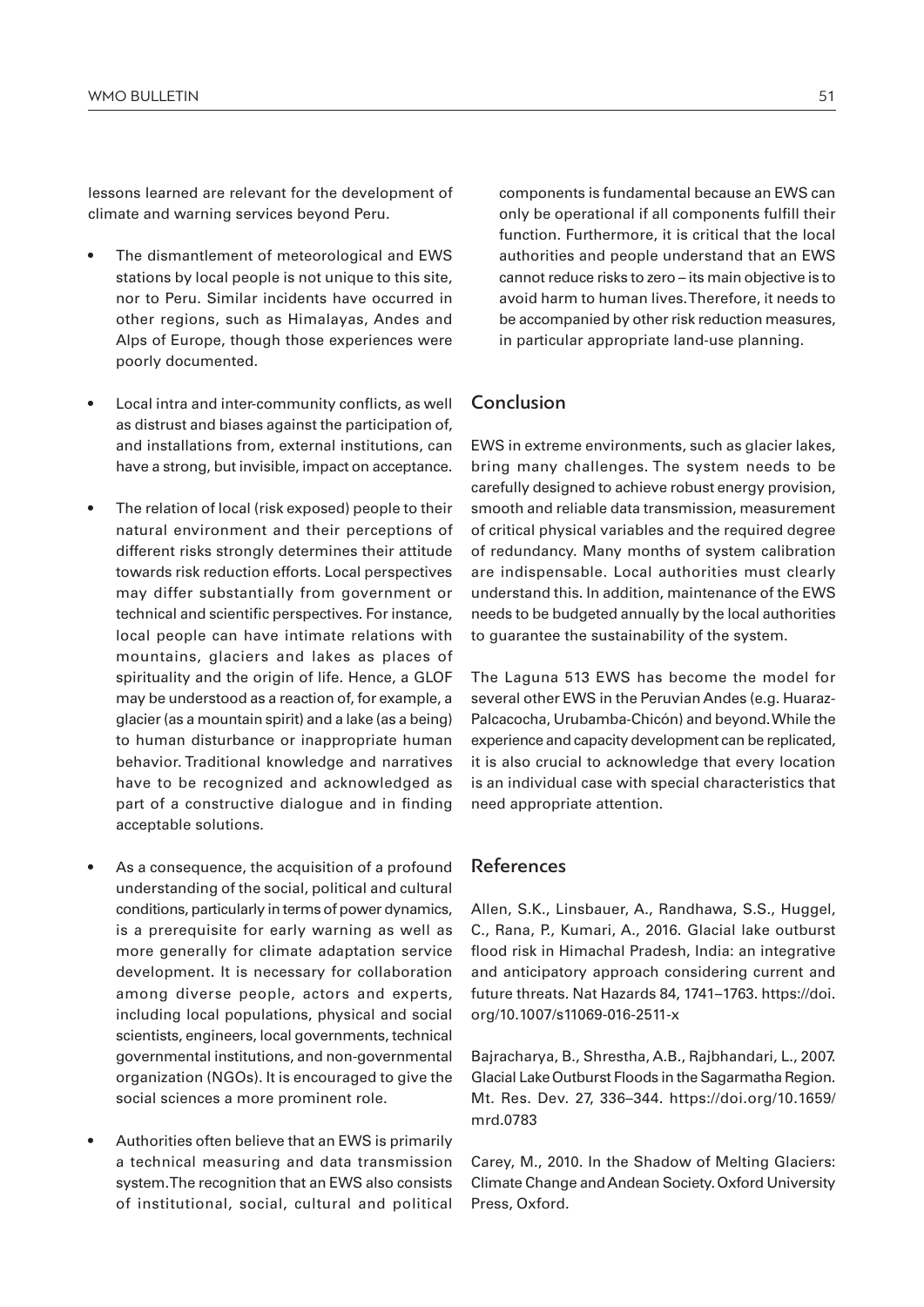lessons learned are relevant for the development of climate and warning services beyond Peru.

- The dismantlement of meteorological and EWS stations by local people is not unique to this site, nor to Peru. Similar incidents have occurred in other regions, such as Himalayas, Andes and Alps of Europe, though those experiences were poorly documented.

- Local intra and inter-community conflicts, as well as distrust and biases against the participation of, and installations from, external institutions, can have a strong, but invisible, impact on acceptance.

- The relation of local (risk exposed) people to their natural environment and their perceptions of different risks strongly determines their attitude towards risk reduction efforts. Local perspectives may differ substantially from government or technical and scientific perspectives. For instance, local people can have intimate relations with mountains, glaciers and lakes as places of spirituality and the origin of life. Hence, a GLOF may be understood as a reaction of, for example, a glacier (as a mountain spirit) and a lake (as a being) to human disturbance or inappropriate human behavior. Traditional knowledge and narratives have to be recognized and acknowledged as part of a constructive dialogue and in finding acceptable solutions.

- As a consequence, the acquisition of a profound understanding of the social, political and cultural conditions, particularly in terms of power dynamics, is a prerequisite for early warning as well as more generally for climate adaptation service development. It is necessary for collaboration among diverse people, actors and experts, including local populations, physical and social scientists, engineers, local governments, technical governmental institutions, and non-governmental organization (NGOs). It is encouraged to give the social sciences a more prominent role.

- Authorities often believe that an EWS is primarily a technical measuring and data transmission system. The recognition that an EWS also consists of institutional, social, cultural and political components is fundamental because an EWS can only be operational if all components fulfill their function. Furthermore, it is critical that the local authorities and people understand that an EWS cannot reduce risks to zero – its main objective is to avoid harm to human lives. Therefore, it needs to be accompanied by other risk reduction measures, in particular appropriate land-use planning.

## Conclusion

EWS in extreme environments, such as glacier lakes, bring many challenges. The system needs to be carefully designed to achieve robust energy provision, smooth and reliable data transmission, measurement of critical physical variables and the required degree of redundancy. Many months of system calibration are indispensable. Local authorities must clearly understand this. In addition, maintenance of the EWS needs to be budgeted annually by the local authorities to guarantee the sustainability of the system.

The Laguna 513 EWS has become the model for several other EWS in the Peruvian Andes (e.g. Huaraz-Palcacocha, Urubamba-Chicón) and beyond. While the experience and capacity development can be replicated, it is also crucial to acknowledge that every location is an individual case with special characteristics that need appropriate attention.

## References

Allen, S.K., Linsbauer, A., Randhawa, S.S., Huggel, C., Rana, P., Kumari, A., 2016. Glacial lake outburst flood risk in Himachal Pradesh, India: an integrative and anticipatory approach considering current and future threats. Nat Hazards 84, 1741–1763. https://doi.org/10.1007/s11069-016-2511-x

Bajracharya, B., Shrestha, A.B., Rajbhandari, L., 2007. Glacial Lake Outburst Floods in the Sagarmatha Region. Mt. Res. Dev. 27, 336–344. https://doi.org/10.1659/mrd.0783

Carey, M., 2010. In the Shadow of Melting Glaciers: Climate Change and Andean Society. Oxford University Press, Oxford.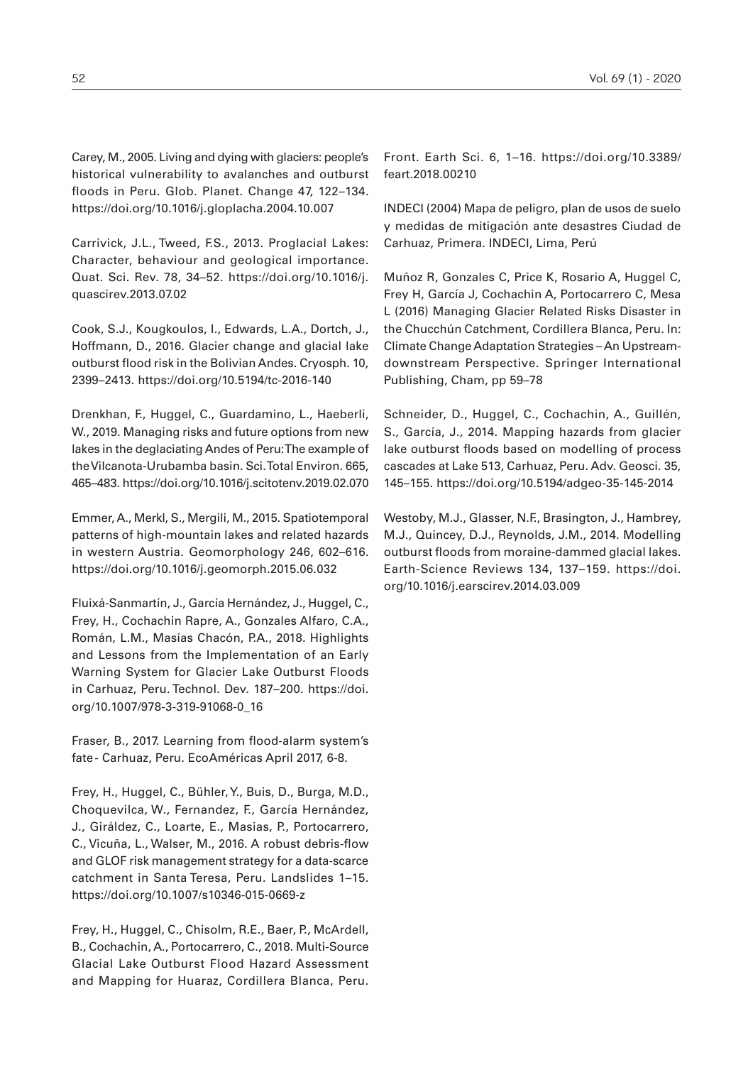Carey, M., 2005. Living and dying with glaciers: people's historical vulnerability to avalanches and outburst floods in Peru. Glob. Planet. Change 47, 122–134. https://doi.org/10.1016/j.gloplacha.2004.10.007

Carrivick, J.L., Tweed, F.S., 2013. Proglacial Lakes: Character, behaviour and geological importance. Quat. Sci. Rev. 78, 34–52. https://doi.org/10.1016/j.quascirev.2013.07.02

Cook, S.J., Kougkoulos, I., Edwards, L.A., Dortch, J., Hoffmann, D., 2016. Glacier change and glacial lake outburst flood risk in the Bolivian Andes. Cryosph. 10, 2399–2413. https://doi.org/10.5194/tc-2016-140

Drenkhan, F., Huggel, C., Guardamino, L., Haeberli, W., 2019. Managing risks and future options from new lakes in the deglaciating Andes of Peru: The example of the Vilcanota-Urubamba basin. Sci. Total Environ. 665, 465–483. https://doi.org/10.1016/j.scitotenv.2019.02.070

Emmer, A., Merkl, S., Mergili, M., 2015. Spatiotemporal patterns of high-mountain lakes and related hazards in western Austria. Geomorphology 246, 602–616. https://doi.org/10.1016/j.geomorph.2015.06.032

Fluixá-Sanmartín, J., García Hernández, J., Huggel, C., Frey, H., Cochachin Rapre, A., Gonzales Alfaro, C.A., Román, L.M., Masías Chacón, P.A., 2018. Highlights and Lessons from the Implementation of an Early Warning System for Glacier Lake Outburst Floods in Carhuaz, Peru. Technol. Dev. 187–200. https://doi.org/10.1007/978-3-319-91068-0_16

Fraser, B., 2017. Learning from flood-alarm system's fate - Carhuaz, Peru. EcoAméricas April 2017, 6-8.

Frey, H., Huggel, C., Bühler, Y., Buis, D., Burga, M.D., Choquevilca, W., Fernandez, F., García Hernández, J., Giráldez, C., Loarte, E., Masias, P., Portocarrero, C., Vicuña, L., Walser, M., 2016. A robust debris-flow and GLOF risk management strategy for a data-scarce catchment in Santa Teresa, Peru. Landslides 1–15. https://doi.org/10.1007/s10346-015-0669-z

Frey, H., Huggel, C., Chisolm, R.E., Baer, P., McArdell, B., Cochachin, A., Portocarrero, C., 2018. Multi-Source Glacial Lake Outburst Flood Hazard Assessment and Mapping for Huaraz, Cordillera Blanca, Peru. Front. Earth Sci. 6, 1–16. https://doi.org/10.3389/feart.2018.00210

INDECI (2004) Mapa de peligro, plan de usos de suelo y medidas de mitigación ante desastres Ciudad de Carhuaz, Primera. INDECI, Lima, Perú

Muñoz R, Gonzales C, Price K, Rosario A, Huggel C, Frey H, García J, Cochachin A, Portocarrero C, Mesa L (2016) Managing Glacier Related Risks Disaster in the Chucchún Catchment, Cordillera Blanca, Peru. In: Climate Change Adaptation Strategies – An Upstream-downstream Perspective. Springer International Publishing, Cham, pp 59–78

Schneider, D., Huggel, C., Cochachin, A., Guillén, S., García, J., 2014. Mapping hazards from glacier lake outburst floods based on modelling of process cascades at Lake 513, Carhuaz, Peru. Adv. Geosci. 35, 145–155. https://doi.org/10.5194/adgeo-35-145-2014

Westoby, M.J., Glasser, N.F., Brasington, J., Hambrey, M.J., Quincey, D.J., Reynolds, J.M., 2014. Modelling outburst floods from moraine-dammed glacial lakes. Earth-Science Reviews 134, 137–159. https://doi.org/10.1016/j.earscirev.2014.03.009